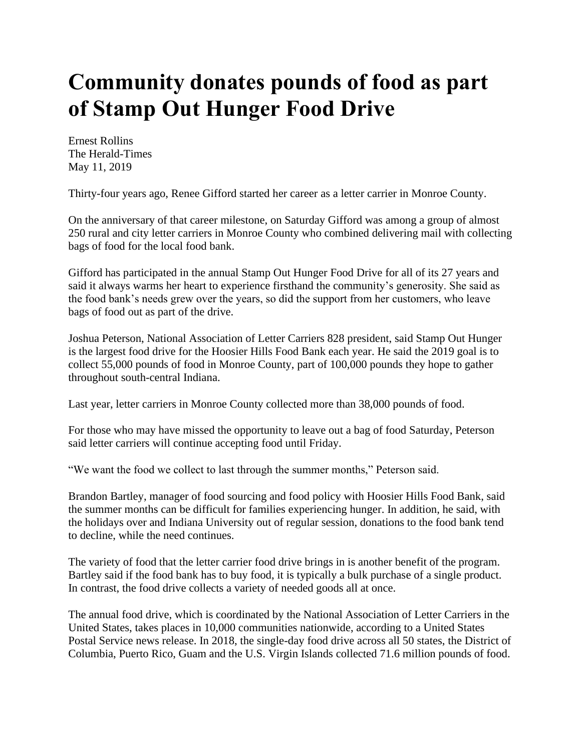# Community donates pounds of food as part of Stamp Out Hunger Food Drive

Ernest Rollins
The Herald-Times
May 11, 2019

Thirty-four years ago, Renee Gifford started her career as a letter carrier in Monroe County.

On the anniversary of that career milestone, on Saturday Gifford was among a group of almost 250 rural and city letter carriers in Monroe County who combined delivering mail with collecting bags of food for the local food bank.

Gifford has participated in the annual Stamp Out Hunger Food Drive for all of its 27 years and said it always warms her heart to experience firsthand the community's generosity. She said as the food bank's needs grew over the years, so did the support from her customers, who leave bags of food out as part of the drive.

Joshua Peterson, National Association of Letter Carriers 828 president, said Stamp Out Hunger is the largest food drive for the Hoosier Hills Food Bank each year. He said the 2019 goal is to collect 55,000 pounds of food in Monroe County, part of 100,000 pounds they hope to gather throughout south-central Indiana.

Last year, letter carriers in Monroe County collected more than 38,000 pounds of food.

For those who may have missed the opportunity to leave out a bag of food Saturday, Peterson said letter carriers will continue accepting food until Friday.

"We want the food we collect to last through the summer months," Peterson said.

Brandon Bartley, manager of food sourcing and food policy with Hoosier Hills Food Bank, said the summer months can be difficult for families experiencing hunger. In addition, he said, with the holidays over and Indiana University out of regular session, donations to the food bank tend to decline, while the need continues.

The variety of food that the letter carrier food drive brings in is another benefit of the program. Bartley said if the food bank has to buy food, it is typically a bulk purchase of a single product. In contrast, the food drive collects a variety of needed goods all at once.

The annual food drive, which is coordinated by the National Association of Letter Carriers in the United States, takes places in 10,000 communities nationwide, according to a United States Postal Service news release. In 2018, the single-day food drive across all 50 states, the District of Columbia, Puerto Rico, Guam and the U.S. Virgin Islands collected 71.6 million pounds of food.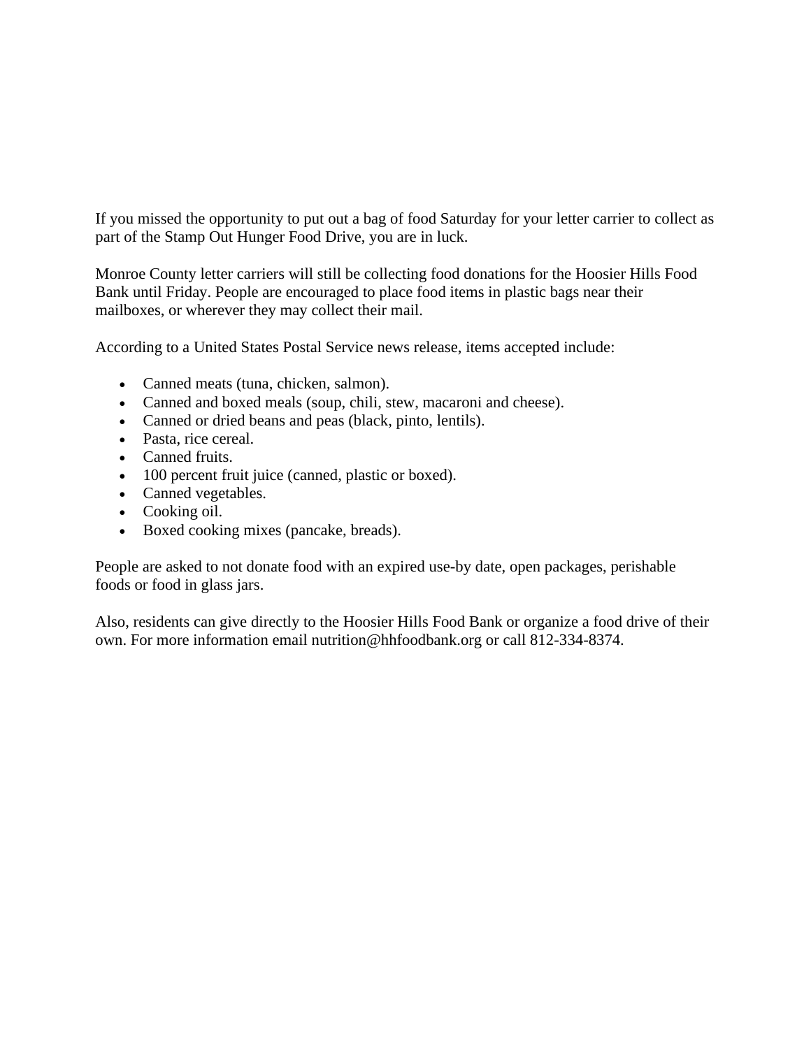If you missed the opportunity to put out a bag of food Saturday for your letter carrier to collect as part of the Stamp Out Hunger Food Drive, you are in luck.

Monroe County letter carriers will still be collecting food donations for the Hoosier Hills Food Bank until Friday. People are encouraged to place food items in plastic bags near their mailboxes, or wherever they may collect their mail.

According to a United States Postal Service news release, items accepted include:

- Canned meats (tuna, chicken, salmon).
- Canned and boxed meals (soup, chili, stew, macaroni and cheese).
- Canned or dried beans and peas (black, pinto, lentils).
- Pasta, rice cereal.
- Canned fruits.
- 100 percent fruit juice (canned, plastic or boxed).
- Canned vegetables.
- Cooking oil.
- Boxed cooking mixes (pancake, breads).

People are asked to not donate food with an expired use-by date, open packages, perishable foods or food in glass jars.

Also, residents can give directly to the Hoosier Hills Food Bank or organize a food drive of their own. For more information email nutrition@hhfoodbank.org or call 812-334-8374.